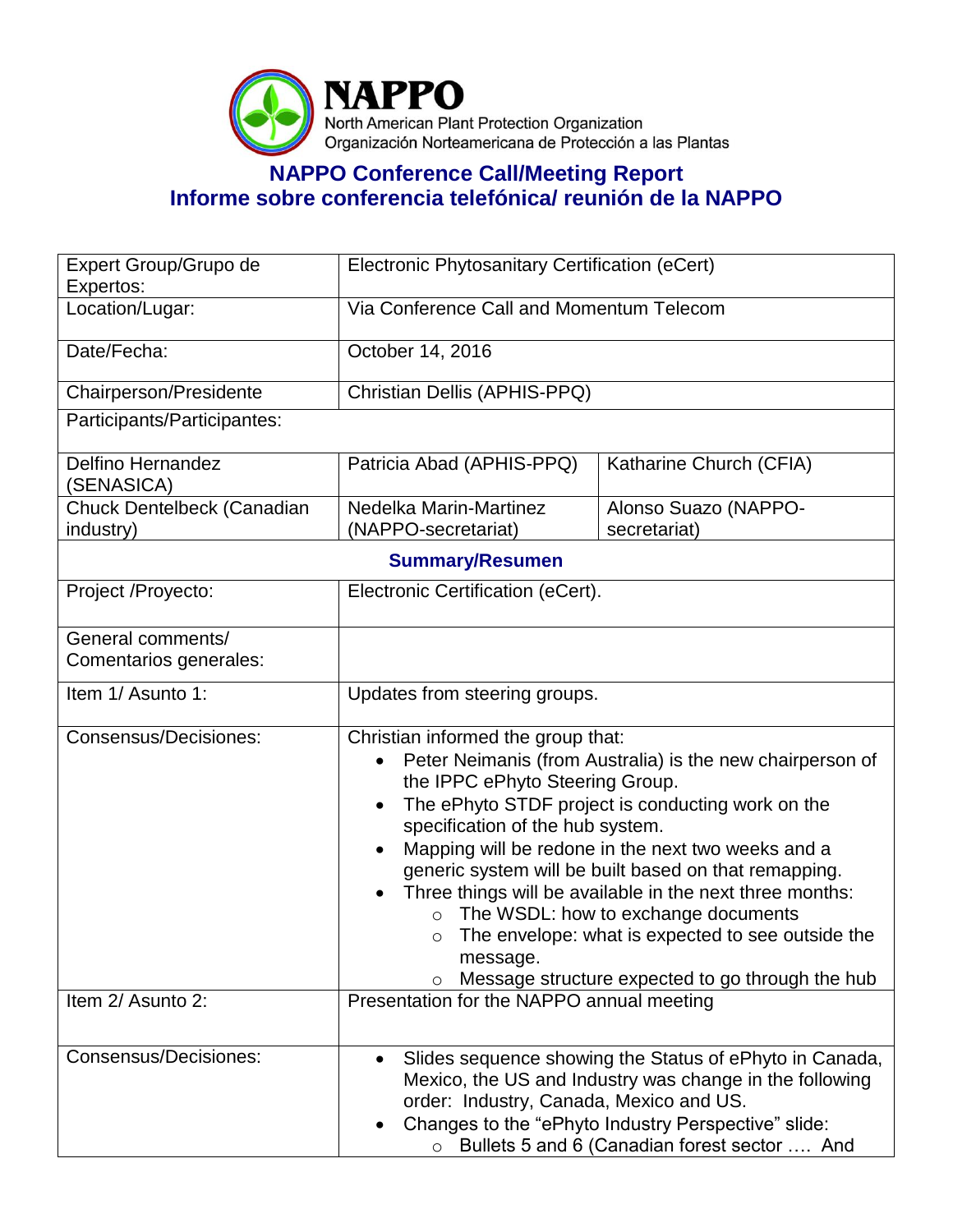**NAPPO**
North American Plant Protection Organization
Organización Norteamericana de Protección a las Plantas

## NAPPO Conference Call/Meeting Report
## Informe sobre conferencia telefónica/ reunión de la NAPPO

| Expert Group/Grupo de Expertos: | Electronic Phytosanitary Certification (eCert) | |
|---|---|---|
| Location/Lugar: | Via Conference Call and Momentum Telecom | |
| Date/Fecha: | October 14, 2016 | |
| Chairperson/Presidente | Christian Dellis (APHIS-PPQ) | |
| Participants/Participantes: | | |
| Delfino Hernandez (SENASICA) | Patricia Abad (APHIS-PPQ) | Katharine Church (CFIA) |
| Chuck Dentelbeck (Canadian industry) | Nedelka Marin-Martinez (NAPPO-secretariat) | Alonso Suazo (NAPPO-secretariat) |
| **Summary/Resumen** | | |
| Project /Proyecto: | Electronic Certification (eCert). | |
| General comments/ Comentarios generales: | | |
| Item 1/ Asunto 1: | Updates from steering groups. | |
| Consensus/Decisiones: | Christian informed the group that:<br>• Peter Neimanis (from Australia) is the new chairperson of the IPPC ePhyto Steering Group.<br>• The ePhyto STDF project is conducting work on the specification of the hub system.<br>• Mapping will be redone in the next two weeks and a generic system will be built based on that remapping.<br>• Three things will be available in the next three months:<br>&nbsp;&nbsp;&nbsp;&nbsp;○ The WSDL: how to exchange documents<br>&nbsp;&nbsp;&nbsp;&nbsp;○ The envelope: what is expected to see outside the message.<br>&nbsp;&nbsp;&nbsp;&nbsp;○ Message structure expected to go through the hub | |
| Item 2/ Asunto 2: | Presentation for the NAPPO annual meeting | |
| Consensus/Decisiones: | • Slides sequence showing the Status of ePhyto in Canada, Mexico, the US and Industry was change in the following order: Industry, Canada, Mexico and US.<br>• Changes to the "ePhyto Industry Perspective" slide:<br>&nbsp;&nbsp;&nbsp;&nbsp;○ Bullets 5 and 6 (Canadian forest sector …. And | |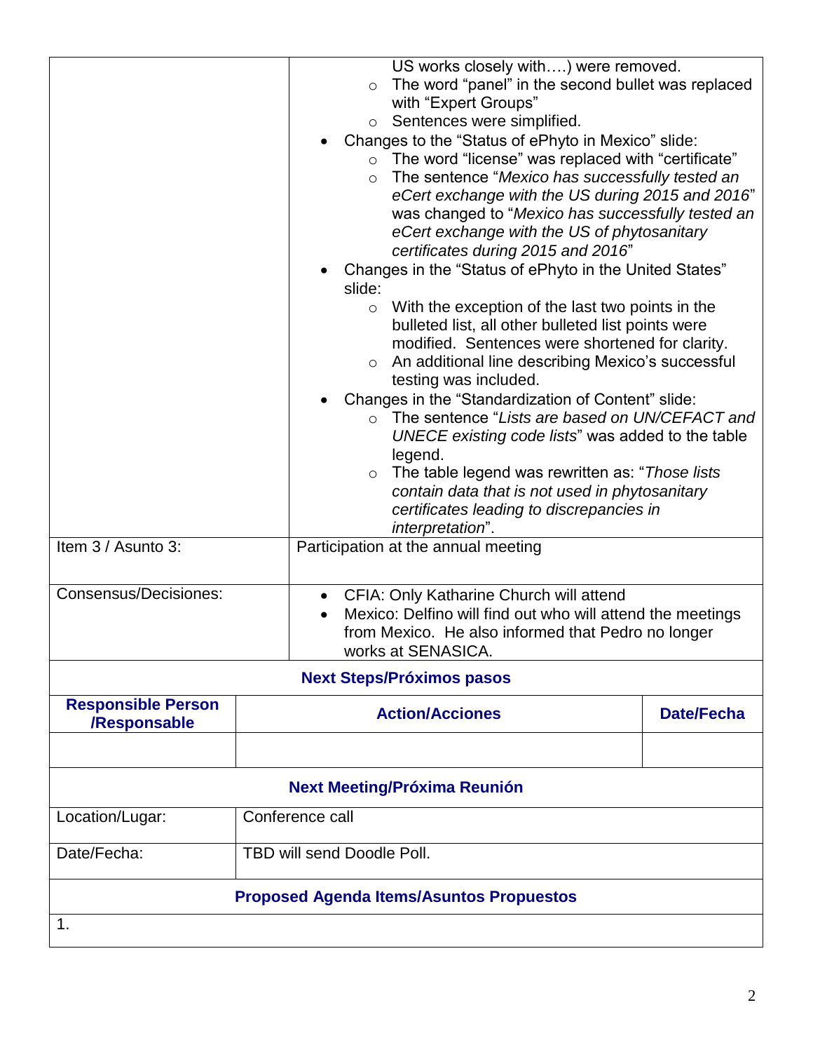| | |
|---|---|
| | US works closely with….) were removed.<br>◦ The word "panel" in the second bullet was replaced with "Expert Groups"<br>◦ Sentences were simplified.<br>• Changes to the "Status of ePhyto in Mexico" slide:<br>◦ The word "license" was replaced with "certificate"<br>◦ The sentence "*Mexico has successfully tested an eCert exchange with the US during 2015 and 2016*" was changed to "*Mexico has successfully tested an eCert exchange with the US of phytosanitary certificates during 2015 and 2016*"<br>• Changes in the "Status of ePhyto in the United States" slide:<br>◦ With the exception of the last two points in the bulleted list, all other bulleted list points were modified. Sentences were shortened for clarity.<br>◦ An additional line describing Mexico's successful testing was included.<br>• Changes in the "Standardization of Content" slide:<br>◦ The sentence "*Lists are based on UN/CEFACT and UNECE existing code lists*" was added to the table legend.<br>◦ The table legend was rewritten as: "*Those lists contain data that is not used in phytosanitary certificates leading to discrepancies in interpretation*". |
| Item 3 / Asunto 3: | Participation at the annual meeting |
| Consensus/Decisiones: | • CFIA: Only Katharine Church will attend<br>• Mexico: Delfino will find out who will attend the meetings from Mexico. He also informed that Pedro no longer works at SENASICA. |

**Next Steps/Próximos pasos**

| **Responsible Person /Responsable** | **Action/Acciones** | **Date/Fecha** |
|---|---|---|
| | | |

**Next Meeting/Próxima Reunión**

| | |
|---|---|
| Location/Lugar: | Conference call |
| Date/Fecha: | TBD will send Doodle Poll. |

**Proposed Agenda Items/Asuntos Propuestos**

1.